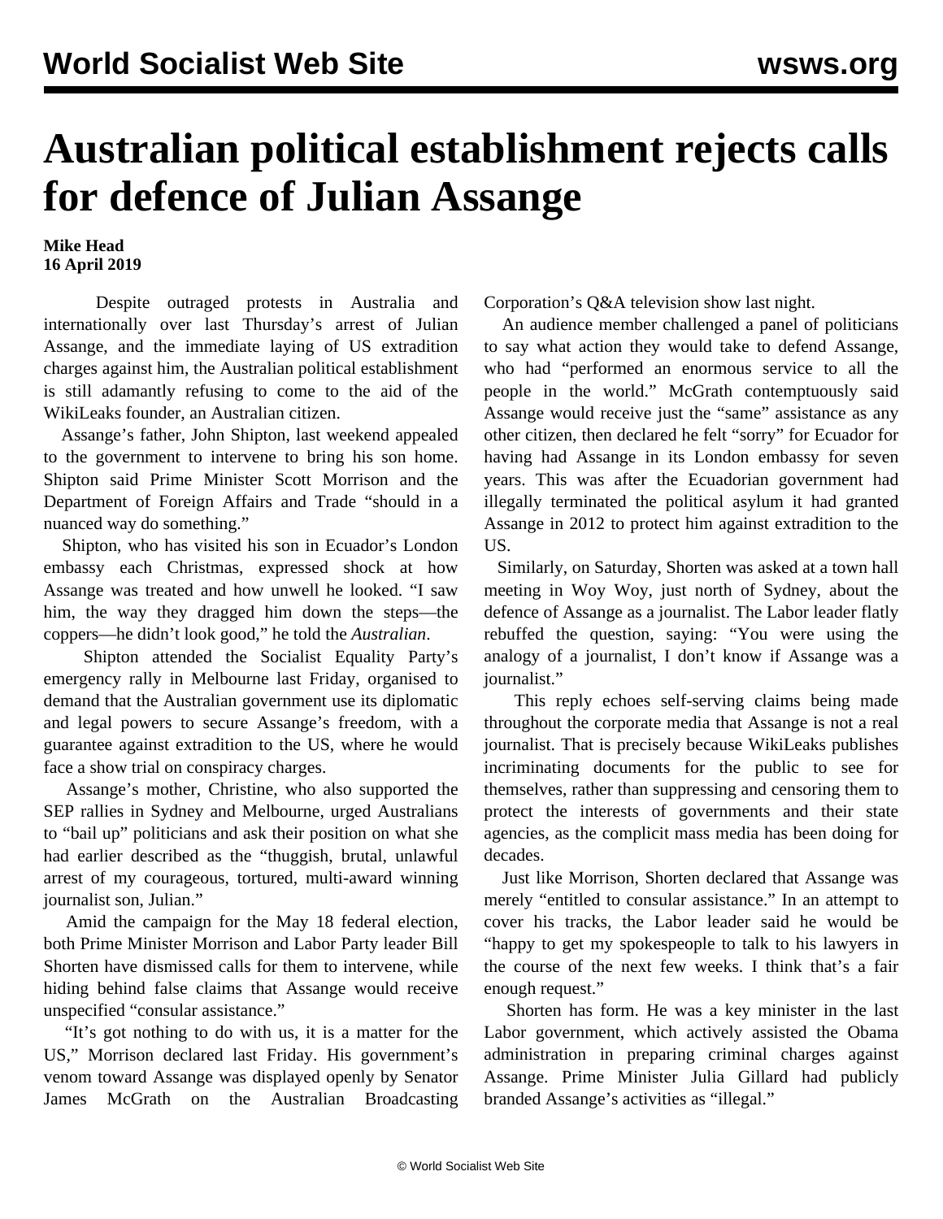# Australian political establishment rejects calls for defence of Julian Assange

**Mike Head**
**16 April 2019**

Despite outraged protests in Australia and internationally over last Thursday's arrest of Julian Assange, and the immediate laying of US extradition charges against him, the Australian political establishment is still adamantly refusing to come to the aid of the WikiLeaks founder, an Australian citizen.

Assange's father, John Shipton, last weekend appealed to the government to intervene to bring his son home. Shipton said Prime Minister Scott Morrison and the Department of Foreign Affairs and Trade "should in a nuanced way do something."

Shipton, who has visited his son in Ecuador's London embassy each Christmas, expressed shock at how Assange was treated and how unwell he looked. "I saw him, the way they dragged him down the steps—the coppers—he didn't look good," he told the *Australian*.

Shipton attended the Socialist Equality Party's emergency rally in Melbourne last Friday, organised to demand that the Australian government use its diplomatic and legal powers to secure Assange's freedom, with a guarantee against extradition to the US, where he would face a show trial on conspiracy charges.

Assange's mother, Christine, who also supported the SEP rallies in Sydney and Melbourne, urged Australians to "bail up" politicians and ask their position on what she had earlier described as the "thuggish, brutal, unlawful arrest of my courageous, tortured, multi-award winning journalist son, Julian."

Amid the campaign for the May 18 federal election, both Prime Minister Morrison and Labor Party leader Bill Shorten have dismissed calls for them to intervene, while hiding behind false claims that Assange would receive unspecified "consular assistance."

"It's got nothing to do with us, it is a matter for the US," Morrison declared last Friday. His government's venom toward Assange was displayed openly by Senator James McGrath on the Australian Broadcasting Corporation's Q&A television show last night.

An audience member challenged a panel of politicians to say what action they would take to defend Assange, who had "performed an enormous service to all the people in the world." McGrath contemptuously said Assange would receive just the "same" assistance as any other citizen, then declared he felt "sorry" for Ecuador for having had Assange in its London embassy for seven years. This was after the Ecuadorian government had illegally terminated the political asylum it had granted Assange in 2012 to protect him against extradition to the US.

Similarly, on Saturday, Shorten was asked at a town hall meeting in Woy Woy, just north of Sydney, about the defence of Assange as a journalist. The Labor leader flatly rebuffed the question, saying: "You were using the analogy of a journalist, I don't know if Assange was a journalist."

This reply echoes self-serving claims being made throughout the corporate media that Assange is not a real journalist. That is precisely because WikiLeaks publishes incriminating documents for the public to see for themselves, rather than suppressing and censoring them to protect the interests of governments and their state agencies, as the complicit mass media has been doing for decades.

Just like Morrison, Shorten declared that Assange was merely "entitled to consular assistance." In an attempt to cover his tracks, the Labor leader said he would be "happy to get my spokespeople to talk to his lawyers in the course of the next few weeks. I think that's a fair enough request."

Shorten has form. He was a key minister in the last Labor government, which actively assisted the Obama administration in preparing criminal charges against Assange. Prime Minister Julia Gillard had publicly branded Assange's activities as "illegal."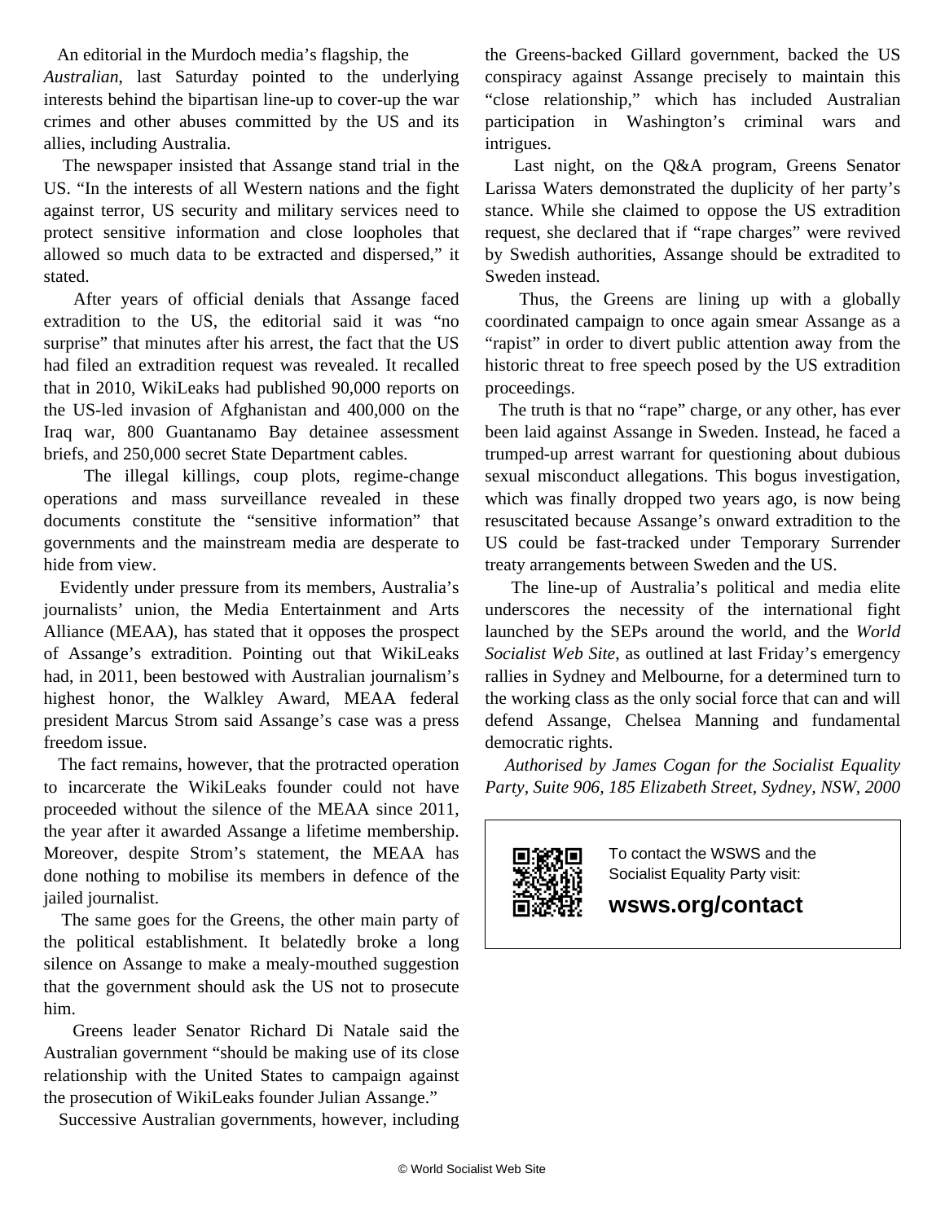An editorial in the Murdoch media's flagship, the *Australian*, last Saturday pointed to the underlying interests behind the bipartisan line-up to cover-up the war crimes and other abuses committed by the US and its allies, including Australia.

The newspaper insisted that Assange stand trial in the US. "In the interests of all Western nations and the fight against terror, US security and military services need to protect sensitive information and close loopholes that allowed so much data to be extracted and dispersed," it stated.

After years of official denials that Assange faced extradition to the US, the editorial said it was "no surprise" that minutes after his arrest, the fact that the US had filed an extradition request was revealed. It recalled that in 2010, WikiLeaks had published 90,000 reports on the US-led invasion of Afghanistan and 400,000 on the Iraq war, 800 Guantanamo Bay detainee assessment briefs, and 250,000 secret State Department cables.

The illegal killings, coup plots, regime-change operations and mass surveillance revealed in these documents constitute the "sensitive information" that governments and the mainstream media are desperate to hide from view.

Evidently under pressure from its members, Australia's journalists' union, the Media Entertainment and Arts Alliance (MEAA), has stated that it opposes the prospect of Assange's extradition. Pointing out that WikiLeaks had, in 2011, been bestowed with Australian journalism's highest honor, the Walkley Award, MEAA federal president Marcus Strom said Assange's case was a press freedom issue.

The fact remains, however, that the protracted operation to incarcerate the WikiLeaks founder could not have proceeded without the silence of the MEAA since 2011, the year after it awarded Assange a lifetime membership. Moreover, despite Strom's statement, the MEAA has done nothing to mobilise its members in defence of the jailed journalist.

The same goes for the Greens, the other main party of the political establishment. It belatedly broke a long silence on Assange to make a mealy-mouthed suggestion that the government should ask the US not to prosecute him.

Greens leader Senator Richard Di Natale said the Australian government "should be making use of its close relationship with the United States to campaign against the prosecution of WikiLeaks founder Julian Assange."

Successive Australian governments, however, including the Greens-backed Gillard government, backed the US conspiracy against Assange precisely to maintain this "close relationship," which has included Australian participation in Washington's criminal wars and intrigues.

Last night, on the Q&A program, Greens Senator Larissa Waters demonstrated the duplicity of her party's stance. While she claimed to oppose the US extradition request, she declared that if "rape charges" were revived by Swedish authorities, Assange should be extradited to Sweden instead.

Thus, the Greens are lining up with a globally coordinated campaign to once again smear Assange as a "rapist" in order to divert public attention away from the historic threat to free speech posed by the US extradition proceedings.

The truth is that no "rape" charge, or any other, has ever been laid against Assange in Sweden. Instead, he faced a trumped-up arrest warrant for questioning about dubious sexual misconduct allegations. This bogus investigation, which was finally dropped two years ago, is now being resuscitated because Assange's onward extradition to the US could be fast-tracked under Temporary Surrender treaty arrangements between Sweden and the US.

The line-up of Australia's political and media elite underscores the necessity of the international fight launched by the SEPs around the world, and the *World Socialist Web Site*, as outlined at last Friday's emergency rallies in Sydney and Melbourne, for a determined turn to the working class as the only social force that can and will defend Assange, Chelsea Manning and fundamental democratic rights.

*Authorised by James Cogan for the Socialist Equality Party, Suite 906, 185 Elizabeth Street, Sydney, NSW, 2000*

To contact the WSWS and the Socialist Equality Party visit:

**wsws.org/contact**